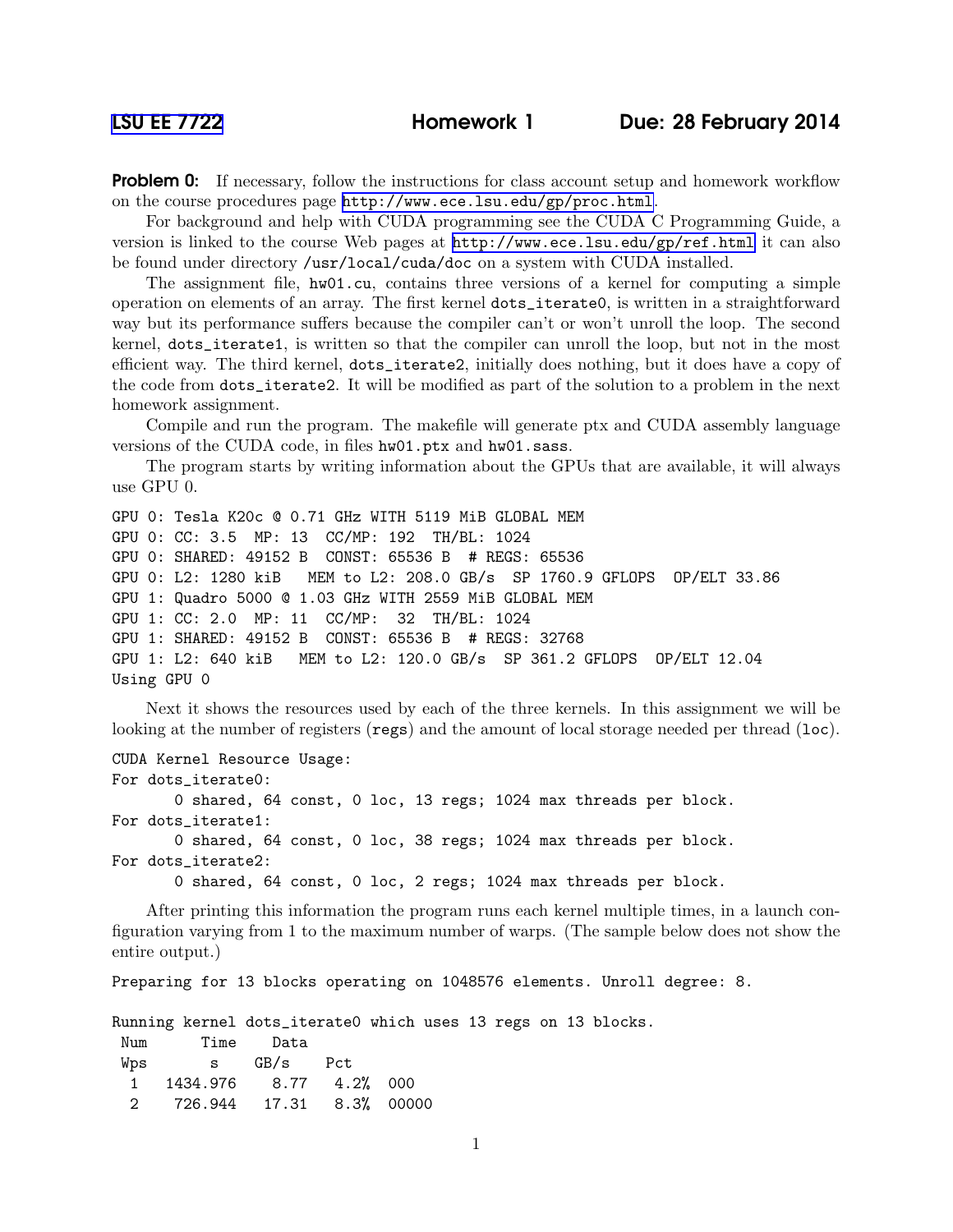LSU EE 7722 **Homework 1** **Due: 28 February 2014**

**Problem 0:** If necessary, follow the instructions for class account setup and homework workflow on the course procedures page http://www.ece.lsu.edu/gp/proc.html.

For background and help with CUDA programming see the CUDA C Programming Guide, a version is linked to the course Web pages at http://www.ece.lsu.edu/gp/ref.html it can also be found under directory `/usr/local/cuda/doc` on a system with CUDA installed.

The assignment file, `hw01.cu`, contains three versions of a kernel for computing a simple operation on elements of an array. The first kernel `dots_iterate0`, is written in a straightforward way but its performance suffers because the compiler can't or won't unroll the loop. The second kernel, `dots_iterate1`, is written so that the compiler can unroll the loop, but not in the most efficient way. The third kernel, `dots_iterate2`, initially does nothing, but it does have a copy of the code from `dots_iterate2`. It will be modified as part of the solution to a problem in the next homework assignment.

Compile and run the program. The makefile will generate ptx and CUDA assembly language versions of the CUDA code, in files `hw01.ptx` and `hw01.sass`.

The program starts by writing information about the GPUs that are available, it will always use GPU 0.

```
GPU 0: Tesla K20c @ 0.71 GHz WITH 5119 MiB GLOBAL MEM
GPU 0: CC: 3.5  MP: 13  CC/MP: 192  TH/BL: 1024
GPU 0: SHARED: 49152 B  CONST: 65536 B  # REGS: 65536
GPU 0: L2: 1280 kiB   MEM to L2: 208.0 GB/s  SP 1760.9 GFLOPS  OP/ELT 33.86
GPU 1: Quadro 5000 @ 1.03 GHz WITH 2559 MiB GLOBAL MEM
GPU 1: CC: 2.0  MP: 11  CC/MP:  32  TH/BL: 1024
GPU 1: SHARED: 49152 B  CONST: 65536 B  # REGS: 32768
GPU 1: L2: 640 kiB   MEM to L2: 120.0 GB/s  SP 361.2 GFLOPS  OP/ELT 12.04
Using GPU 0
```

Next it shows the resources used by each of the three kernels. In this assignment we will be looking at the number of registers (`regs`) and the amount of local storage needed per thread (`loc`).

```
CUDA Kernel Resource Usage:
For dots_iterate0:
      0 shared, 64 const, 0 loc, 13 regs; 1024 max threads per block.
For dots_iterate1:
      0 shared, 64 const, 0 loc, 38 regs; 1024 max threads per block.
For dots_iterate2:
      0 shared, 64 const, 0 loc, 2 regs; 1024 max threads per block.
```

After printing this information the program runs each kernel multiple times, in a launch configuration varying from 1 to the maximum number of warps. (The sample below does not show the entire output.)

```
Preparing for 13 blocks operating on 1048576 elements. Unroll degree: 8.

Running kernel dots_iterate0 which uses 13 regs on 13 blocks.
 Num      Time    Data
 Wps        s    GB/s    Pct
  1   1434.976    8.77   4.2%  000
  2    726.944   17.31   8.3%  00000
```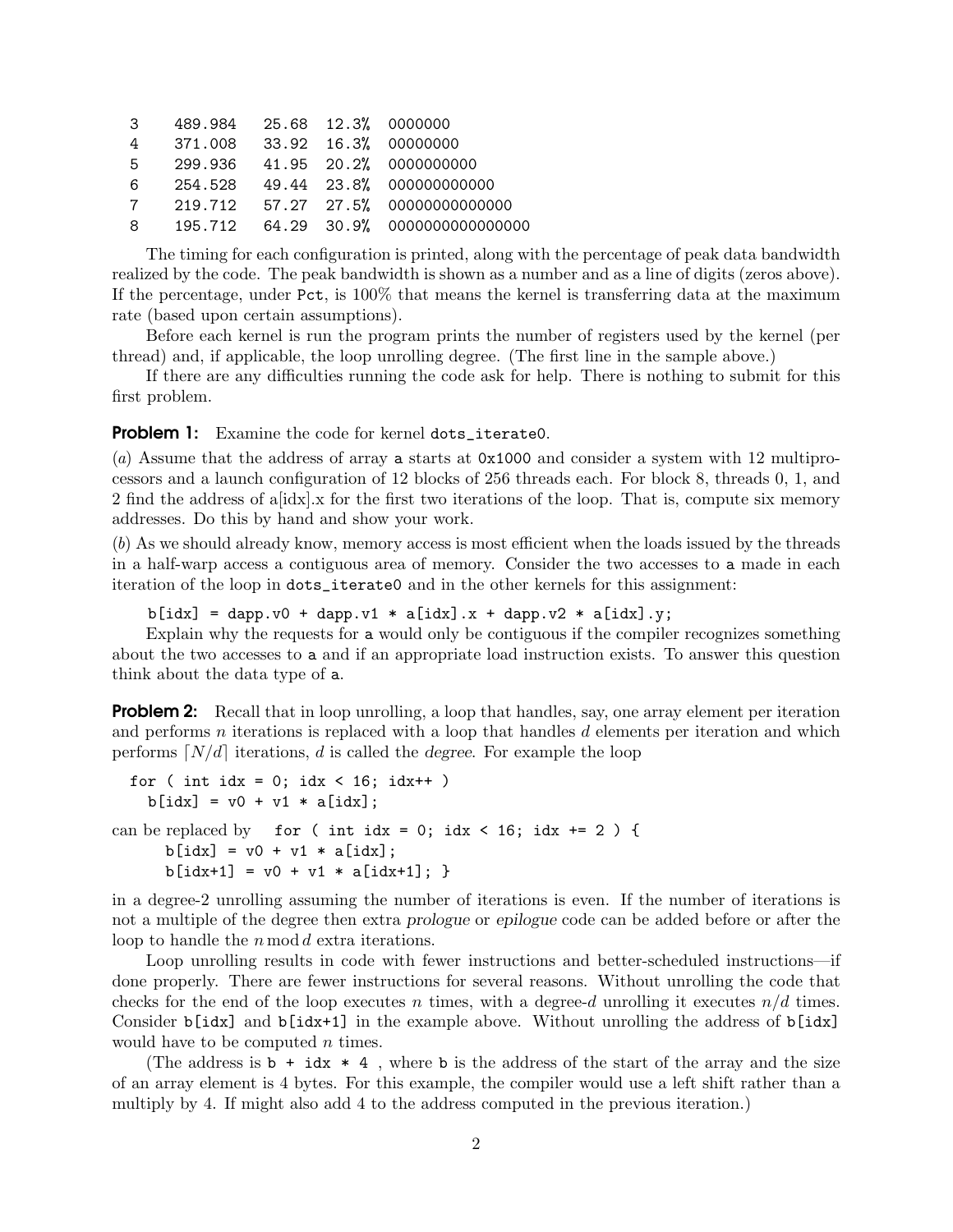```
3     489.984   25.68  12.3%  0000000
4     371.008   33.92  16.3%  00000000
5     299.936   41.95  20.2%  0000000000
6     254.528   49.44  23.8%  000000000000
7     219.712   57.27  27.5%  00000000000000
8     195.712   64.29  30.9%  0000000000000000
```

The timing for each configuration is printed, along with the percentage of peak data bandwidth realized by the code. The peak bandwidth is shown as a number and as a line of digits (zeros above). If the percentage, under Pct, is 100% that means the kernel is transferring data at the maximum rate (based upon certain assumptions).

Before each kernel is run the program prints the number of registers used by the kernel (per thread) and, if applicable, the loop unrolling degree. (The first line in the sample above.)

If there are any difficulties running the code ask for help. There is nothing to submit for this first problem.

**Problem 1:** Examine the code for kernel `dots_iterate0`.

(*a*) Assume that the address of array `a` starts at `0x1000` and consider a system with 12 multiprocessors and a launch configuration of 12 blocks of 256 threads each. For block 8, threads 0, 1, and 2 find the address of a[idx].x for the first two iterations of the loop. That is, compute six memory addresses. Do this by hand and show your work.

(*b*) As we should already know, memory access is most efficient when the loads issued by the threads in a half-warp access a contiguous area of memory. Consider the two accesses to `a` made in each iteration of the loop in `dots_iterate0` and in the other kernels for this assignment:

```
b[idx] = dapp.v0 + dapp.v1 * a[idx].x + dapp.v2 * a[idx].y;
```

Explain why the requests for `a` would only be contiguous if the compiler recognizes something about the two accesses to `a` and if an appropriate load instruction exists. To answer this question think about the data type of `a`.

**Problem 2:** Recall that in loop unrolling, a loop that handles, say, one array element per iteration and performs $n$ iterations is replaced with a loop that handles $d$ elements per iteration and which performs $\lceil N/d \rceil$ iterations, $d$ is called the *degree*. For example the loop

```
for ( int idx = 0; idx < 16; idx++ )
  b[idx] = v0 + v1 * a[idx];
```

can be replaced by

```
for ( int idx = 0; idx < 16; idx += 2 ) {
    b[idx] = v0 + v1 * a[idx];
    b[idx+1] = v0 + v1 * a[idx+1]; }
```

in a degree-2 unrolling assuming the number of iterations is even. If the number of iterations is not a multiple of the degree then extra *prologue* or *epilogue* code can be added before or after the loop to handle the $n \bmod d$ extra iterations.

Loop unrolling results in code with fewer instructions and better-scheduled instructions—if done properly. There are fewer instructions for several reasons. Without unrolling the code that checks for the end of the loop executes $n$ times, with a degree-$d$ unrolling it executes $n/d$ times. Consider `b[idx]` and `b[idx+1]` in the example above. Without unrolling the address of `b[idx]` would have to be computed $n$ times.

(The address is `b + idx * 4` , where `b` is the address of the start of the array and the size of an array element is 4 bytes. For this example, the compiler would use a left shift rather than a multiply by 4. If might also add 4 to the address computed in the previous iteration.)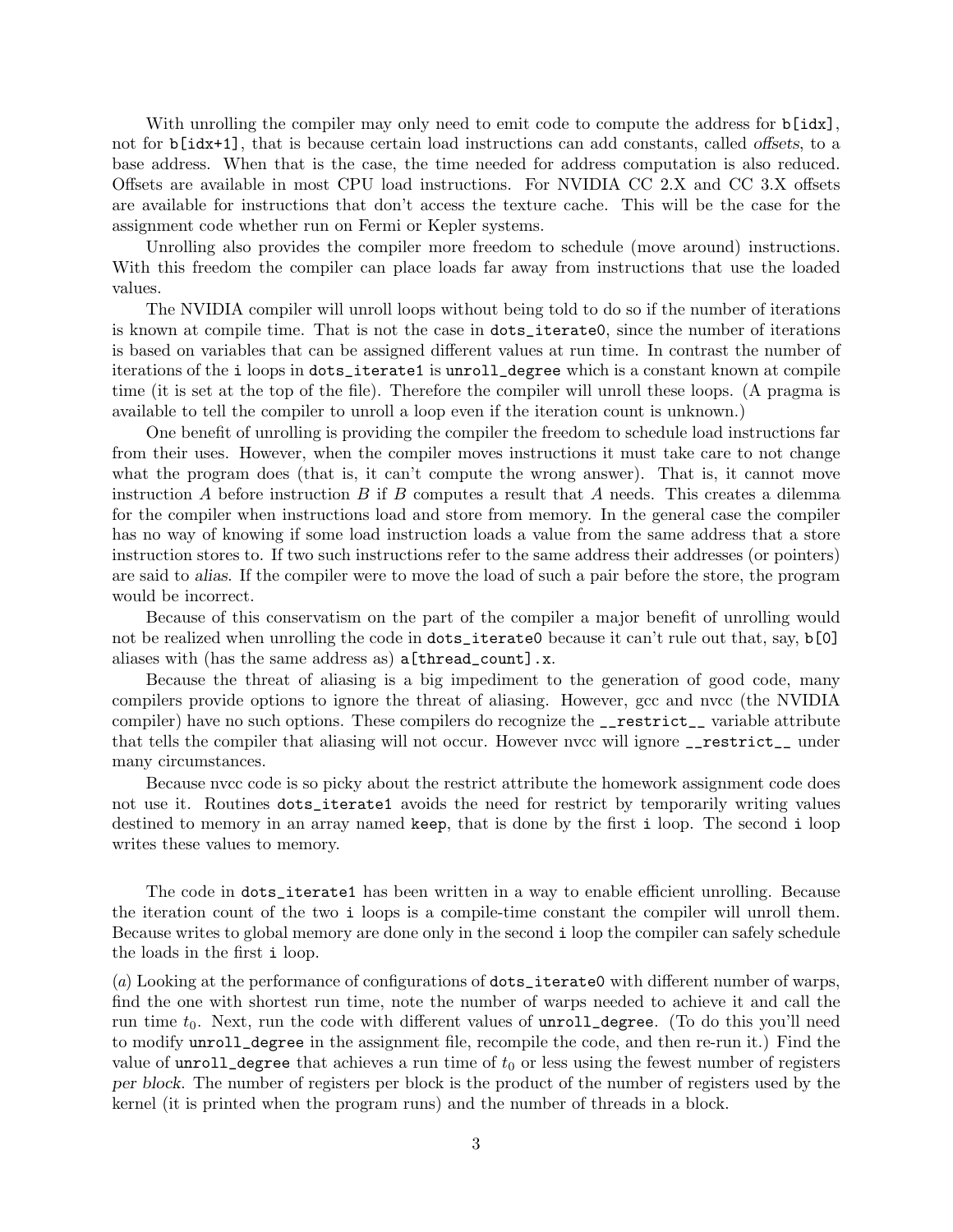With unrolling the compiler may only need to emit code to compute the address for `b[idx]`, not for `b[idx+1]`, that is because certain load instructions can add constants, called *offsets*, to a base address. When that is the case, the time needed for address computation is also reduced. Offsets are available in most CPU load instructions. For NVIDIA CC 2.X and CC 3.X offsets are available for instructions that don't access the texture cache. This will be the case for the assignment code whether run on Fermi or Kepler systems.

Unrolling also provides the compiler more freedom to schedule (move around) instructions. With this freedom the compiler can place loads far away from instructions that use the loaded values.

The NVIDIA compiler will unroll loops without being told to do so if the number of iterations is known at compile time. That is not the case in `dots_iterate0`, since the number of iterations is based on variables that can be assigned different values at run time. In contrast the number of iterations of the `i` loops in `dots_iterate1` is `unroll_degree` which is a constant known at compile time (it is set at the top of the file). Therefore the compiler will unroll these loops. (A pragma is available to tell the compiler to unroll a loop even if the iteration count is unknown.)

One benefit of unrolling is providing the compiler the freedom to schedule load instructions far from their uses. However, when the compiler moves instructions it must take care to not change what the program does (that is, it can't compute the wrong answer). That is, it cannot move instruction $A$ before instruction $B$ if $B$ computes a result that $A$ needs. This creates a dilemma for the compiler when instructions load and store from memory. In the general case the compiler has no way of knowing if some load instruction loads a value from the same address that a store instruction stores to. If two such instructions refer to the same address their addresses (or pointers) are said to *alias*. If the compiler were to move the load of such a pair before the store, the program would be incorrect.

Because of this conservatism on the part of the compiler a major benefit of unrolling would not be realized when unrolling the code in `dots_iterate0` because it can't rule out that, say, `b[0]` aliases with (has the same address as) `a[thread_count].x`.

Because the threat of aliasing is a big impediment to the generation of good code, many compilers provide options to ignore the threat of aliasing. However, gcc and nvcc (the NVIDIA compiler) have no such options. These compilers do recognize the `__restrict__` variable attribute that tells the compiler that aliasing will not occur. However nvcc will ignore `__restrict__` under many circumstances.

Because nvcc code is so picky about the restrict attribute the homework assignment code does not use it. Routines `dots_iterate1` avoids the need for restrict by temporarily writing values destined to memory in an array named `keep`, that is done by the first `i` loop. The second `i` loop writes these values to memory.

The code in `dots_iterate1` has been written in a way to enable efficient unrolling. Because the iteration count of the two `i` loops is a compile-time constant the compiler will unroll them. Because writes to global memory are done only in the second `i` loop the compiler can safely schedule the loads in the first `i` loop.

(*a*) Looking at the performance of configurations of `dots_iterate0` with different number of warps, find the one with shortest run time, note the number of warps needed to achieve it and call the run time $t_0$. Next, run the code with different values of `unroll_degree`. (To do this you'll need to modify `unroll_degree` in the assignment file, recompile the code, and then re-run it.) Find the value of `unroll_degree` that achieves a run time of $t_0$ or less using the fewest number of registers *per block*. The number of registers per block is the product of the number of registers used by the kernel (it is printed when the program runs) and the number of threads in a block.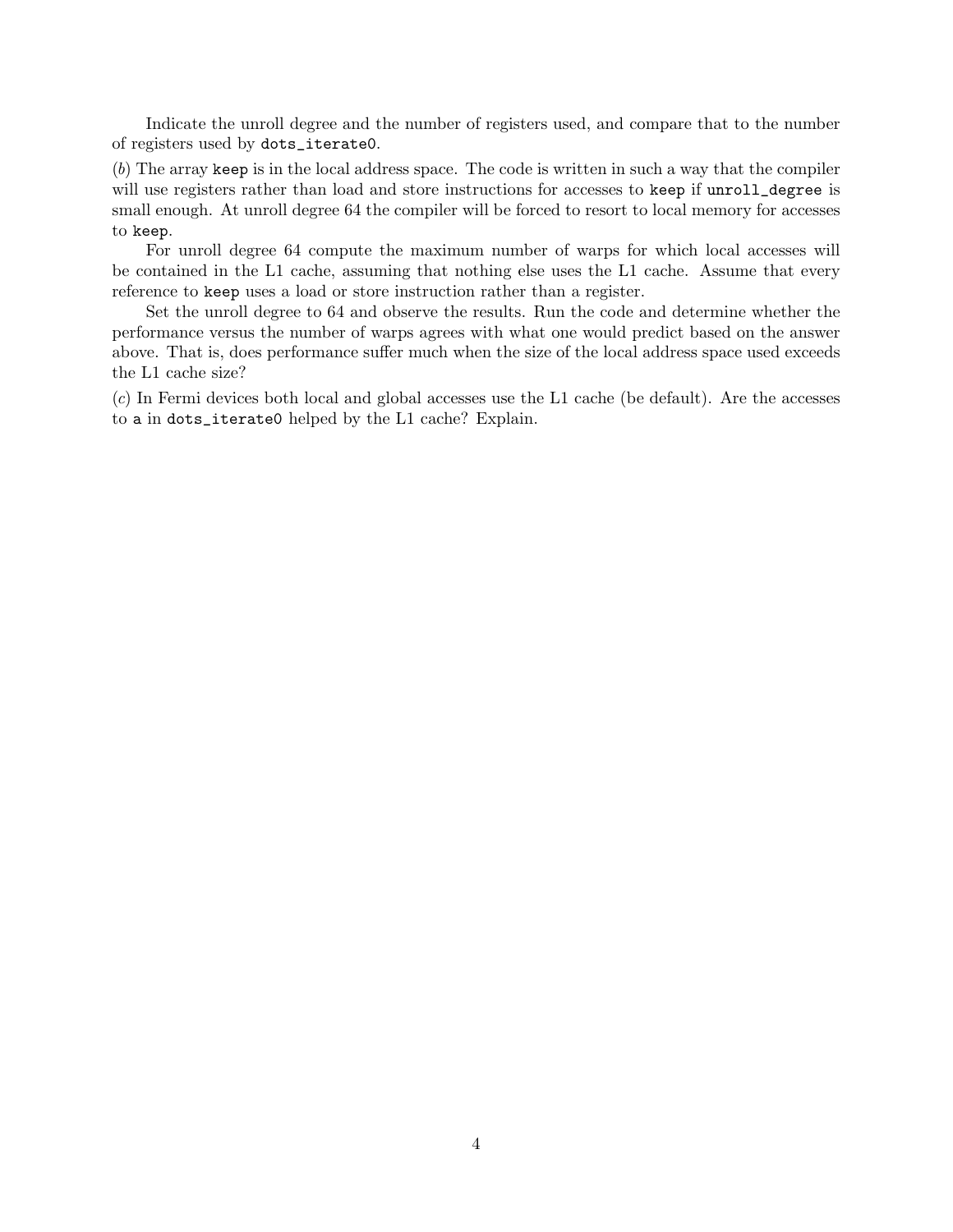Indicate the unroll degree and the number of registers used, and compare that to the number of registers used by `dots_iterate0`.

(*b*) The array `keep` is in the local address space. The code is written in such a way that the compiler will use registers rather than load and store instructions for accesses to `keep` if `unroll_degree` is small enough. At unroll degree 64 the compiler will be forced to resort to local memory for accesses to `keep`.

For unroll degree 64 compute the maximum number of warps for which local accesses will be contained in the L1 cache, assuming that nothing else uses the L1 cache. Assume that every reference to `keep` uses a load or store instruction rather than a register.

Set the unroll degree to 64 and observe the results. Run the code and determine whether the performance versus the number of warps agrees with what one would predict based on the answer above. That is, does performance suffer much when the size of the local address space used exceeds the L1 cache size?

(*c*) In Fermi devices both local and global accesses use the L1 cache (be default). Are the accesses to `a` in `dots_iterate0` helped by the L1 cache? Explain.